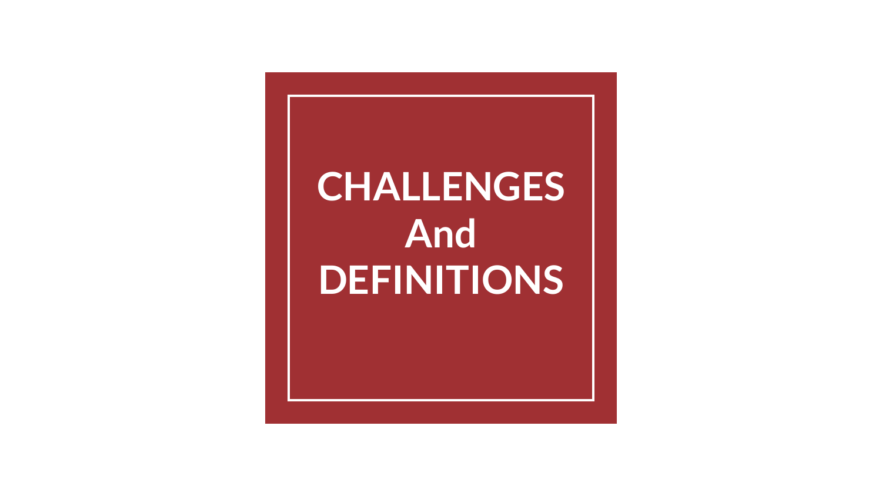# CHALLENGES And DEFINITIONS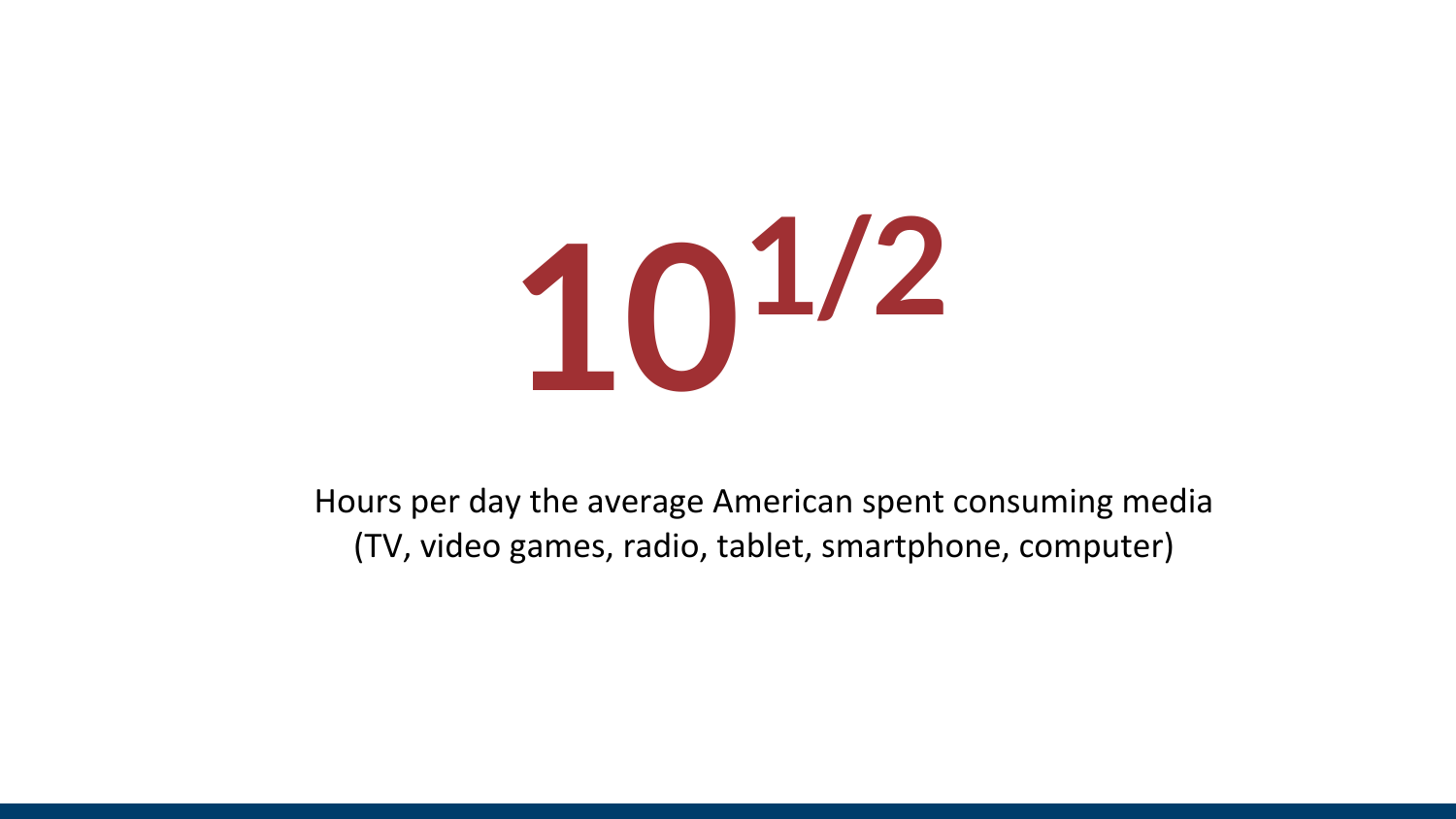# $10^{1/2}$

Hours per day the average American spent consuming media
(TV, video games, radio, tablet, smartphone, computer)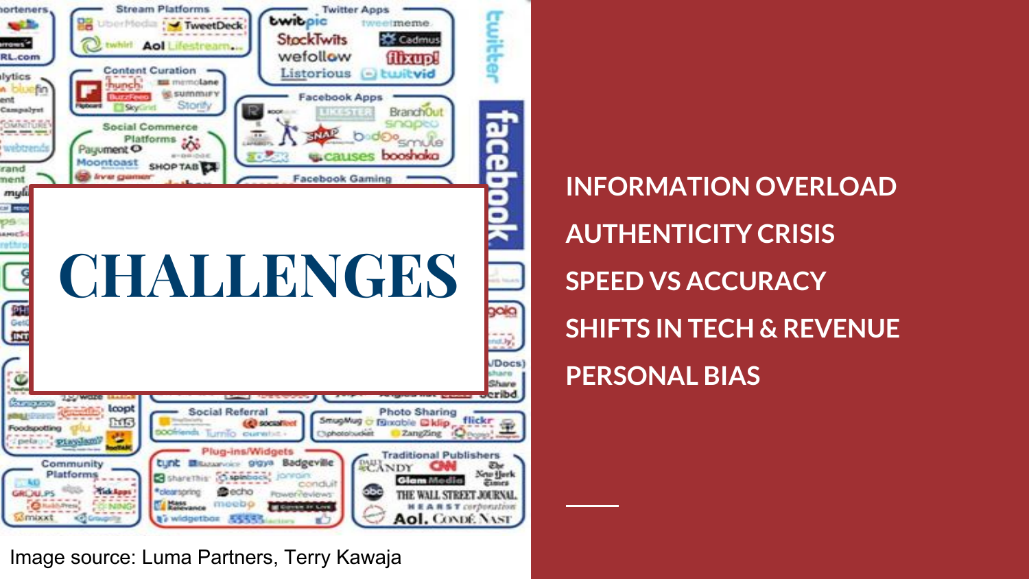# CHALLENGES

- INFORMATION OVERLOAD
- AUTHENTICITY CRISIS
- SPEED VS ACCURACY
- SHIFTS IN TECH & REVENUE
- PERSONAL BIAS

Image source: Luma Partners, Terry Kawaja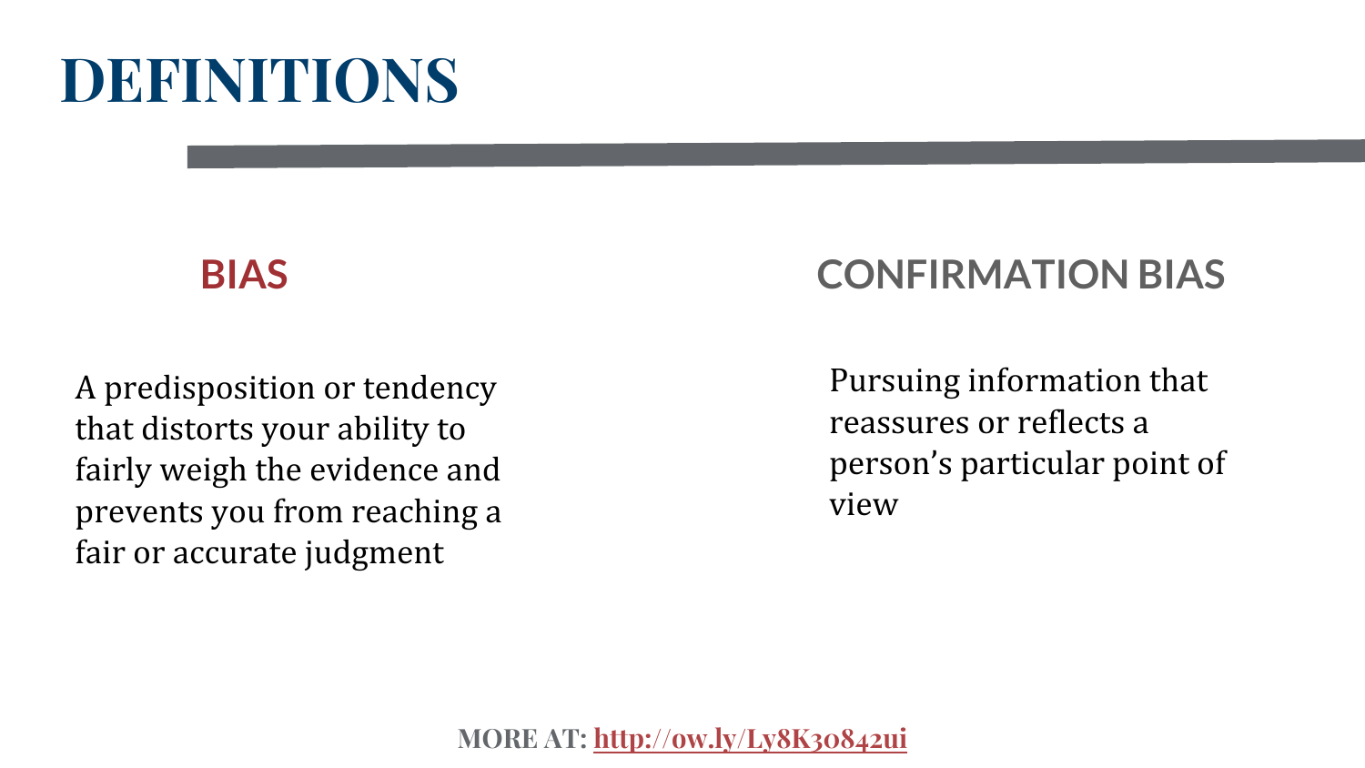# DEFINITIONS

## BIAS

A predisposition or tendency that distorts your ability to fairly weigh the evidence and prevents you from reaching a fair or accurate judgment

## CONFIRMATION BIAS

Pursuing information that reassures or reflects a person's particular point of view

**MORE AT: http://ow.ly/Ly8K30842ui**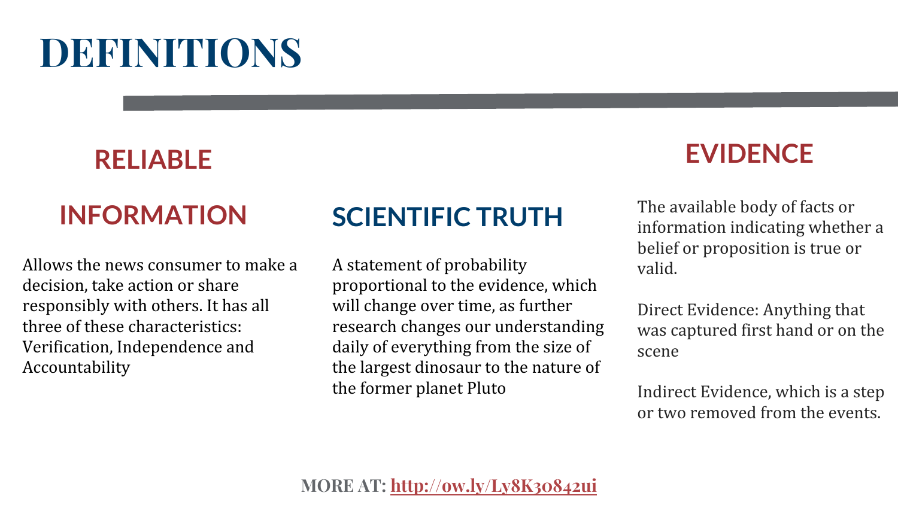# DEFINITIONS

## RELIABLE INFORMATION

Allows the news consumer to make a decision, take action or share responsibly with others. It has all three of these characteristics: Verification, Independence and Accountability

## SCIENTIFIC TRUTH

A statement of probability proportional to the evidence, which will change over time, as further research changes our understanding daily of everything from the size of the largest dinosaur to the nature of the former planet Pluto

## EVIDENCE

The available body of facts or information indicating whether a belief or proposition is true or valid.

Direct Evidence: Anything that was captured first hand or on the scene

Indirect Evidence, which is a step or two removed from the events.

**MORE AT: [http://ow.ly/Ly8K30842ui](http://ow.ly/Ly8K30842ui)**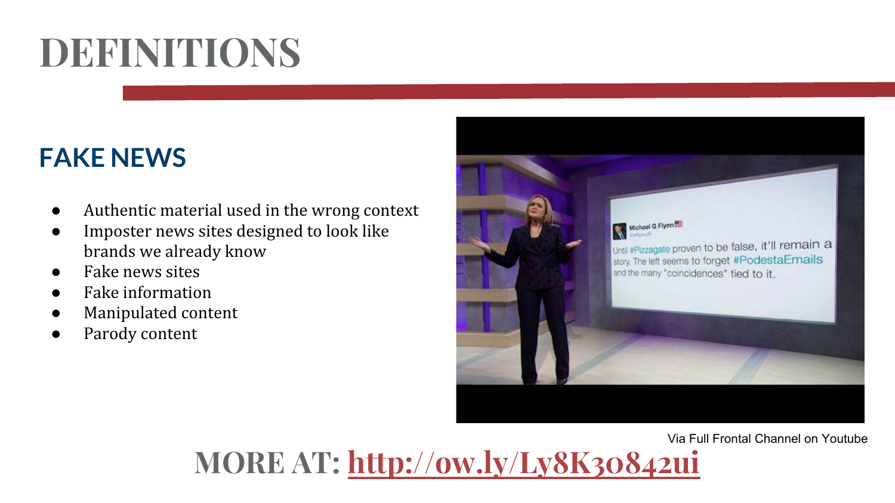# DEFINITIONS

## FAKE NEWS

- Authentic material used in the wrong context
- Imposter news sites designed to look like brands we already know
- Fake news sites
- Fake information
- Manipulated content
- Parody content

Via Full Frontal Channel on Youtube

**MORE AT: http://ow.ly/Ly8K30842ui**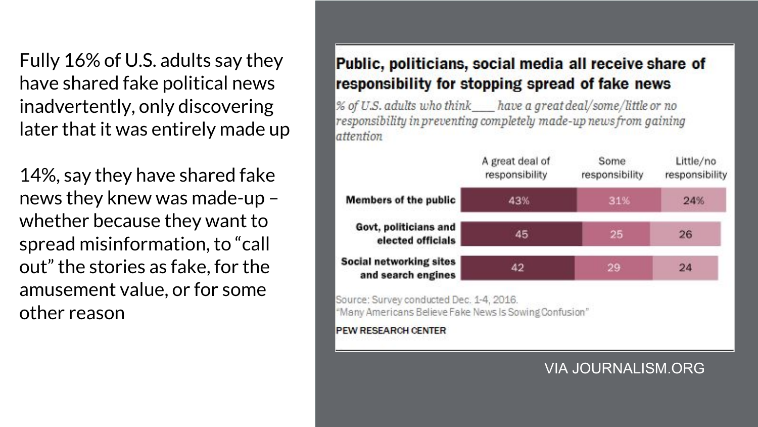Fully 16% of U.S. adults say they have shared fake political news inadvertently, only discovering later that it was entirely made up

14%, say they have shared fake news they knew was made-up – whether because they want to spread misinformation, to "call out" the stories as fake, for the amusement value, or for some other reason

## Public, politicians, social media all receive share of responsibility for stopping spread of fake news

*% of U.S. adults who think ____ have a great deal/some/little or no responsibility in preventing completely made-up news from gaining attention*

| | A great deal of responsibility | Some responsibility | Little/no responsibility |
|---|---|---|---|
| **Members of the public** | 43% | 31% | 24% |
| **Govt, politicians and elected officials** | 45 | 25 | 26 |
| **Social networking sites and search engines** | 42 | 29 | 24 |

Source: Survey conducted Dec. 1-4, 2016.
"Many Americans Believe Fake News Is Sowing Confusion"

PEW RESEARCH CENTER

VIA JOURNALISM.ORG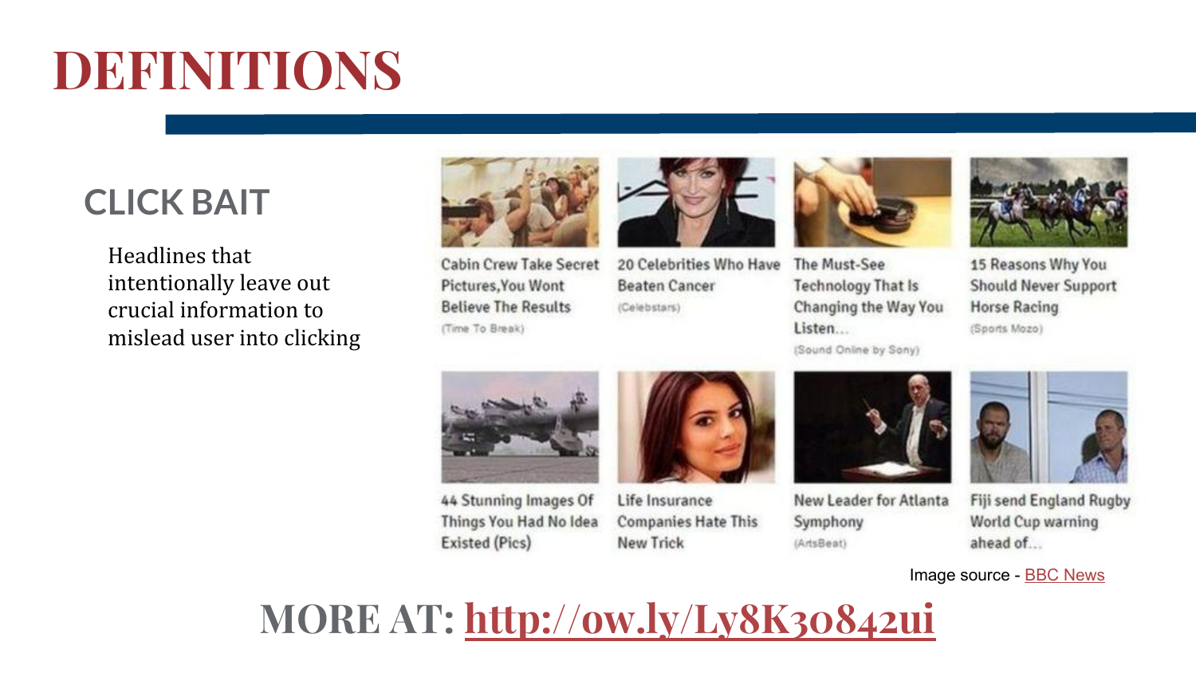# DEFINITIONS

## CLICK BAIT

Headlines that intentionally leave out crucial information to mislead user into clicking

Cabin Crew Take Secret Pictures,You Wont Believe The Results
(Time To Break)

20 Celebrities Who Have Beaten Cancer
(Celebstars)

The Must-See Technology That Is Changing the Way You Listen...
(Sound Online by Sony)

15 Reasons Why You Should Never Support Horse Racing
(Sports Mozo)

44 Stunning Images Of Things You Had No Idea Existed (Pics)

Life Insurance Companies Hate This New Trick

New Leader for Atlanta Symphony
(ArtsBeat)

Fiji send England Rugby World Cup warning ahead of...

Image source - BBC News

**MORE AT: http://ow.ly/Ly8K30842ui**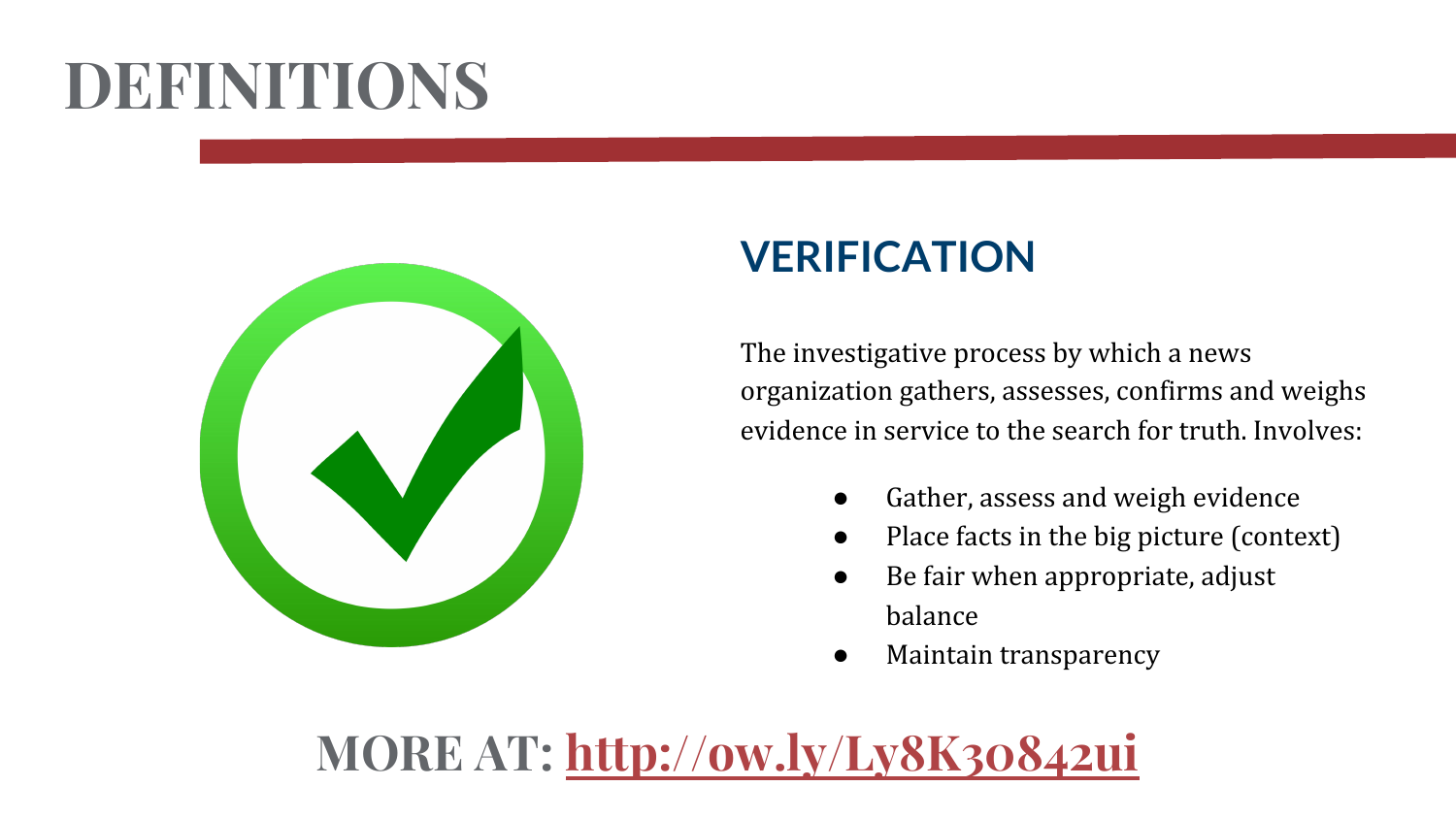# DEFINITIONS

## VERIFICATION

The investigative process by which a news organization gathers, assesses, confirms and weighs evidence in service to the search for truth. Involves:

- Gather, assess and weigh evidence
- Place facts in the big picture (context)
- Be fair when appropriate, adjust balance
- Maintain transparency

**MORE AT: http://ow.ly/Ly8K30842ui**